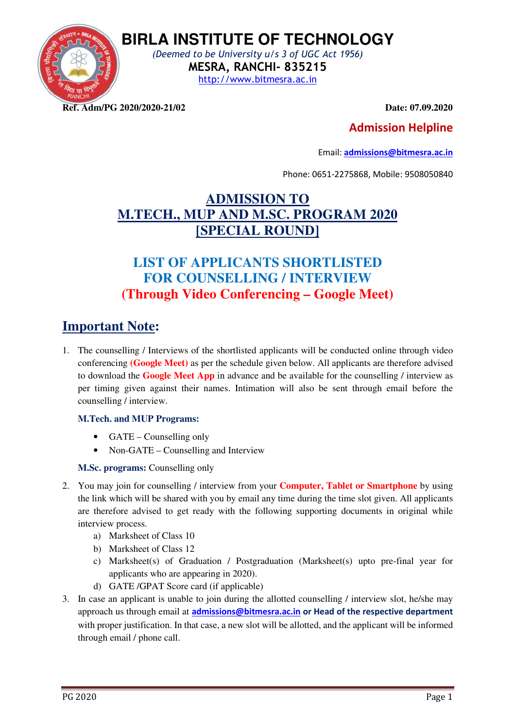# BIRLA INSTITUTE OF TECHNOLOGY

*(Deemed to be University u/s 3 of UGC Act 1956)*

**MESRA, RANCHI- 835215**

http://www.bitmesra.ac.in

**Ref. Adm/PG 2020/2020-21/02** **Date: 07.09.2020**

**Admission Helpline**

Email: **admissions@bitmesra.ac.in**

Phone: 0651-2275868, Mobile: 9508050840

## ADMISSION TO M.TECH., MUP AND M.SC. PROGRAM 2020 [SPECIAL ROUND]

## LIST OF APPLICANTS SHORTLISTED FOR COUNSELLING / INTERVIEW (Through Video Conferencing – Google Meet)

## Important Note:

1. The counselling / Interviews of the shortlisted applicants will be conducted online through video conferencing **(Google Meet)** as per the schedule given below. All applicants are therefore advised to download the **Google Meet App** in advance and be available for the counselling / interview as per timing given against their names. Intimation will also be sent through email before the counselling / interview.

   **M.Tech. and MUP Programs:**

   - GATE – Counselling only
   - Non-GATE – Counselling and Interview

   **M.Sc. programs:** Counselling only

2. You may join for counselling / interview from your **Computer, Tablet or Smartphone** by using the link which will be shared with you by email any time during the time slot given. All applicants are therefore advised to get ready with the following supporting documents in original while interview process.
   a) Marksheet of Class 10
   b) Marksheet of Class 12
   c) Marksheet(s) of Graduation / Postgraduation (Marksheet(s) upto pre-final year for applicants who are appearing in 2020).
   d) GATE /GPAT Score card (if applicable)

3. In case an applicant is unable to join during the allotted counselling / interview slot, he/she may approach us through email at **admissions@bitmesra.ac.in or Head of the respective department** with proper justification. In that case, a new slot will be allotted, and the applicant will be informed through email / phone call.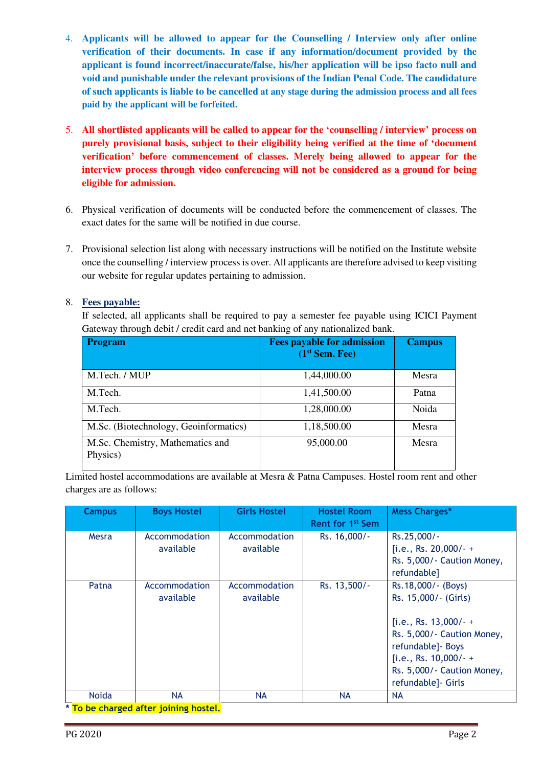4. **Applicants will be allowed to appear for the Counselling / Interview only after online verification of their documents. In case if any information/document provided by the applicant is found incorrect/inaccurate/false, his/her application will be ipso facto null and void and punishable under the relevant provisions of the Indian Penal Code. The candidature of such applicants is liable to be cancelled at any stage during the admission process and all fees paid by the applicant will be forfeited.**

5. **All shortlisted applicants will be called to appear for the 'counselling / interview' process on purely provisional basis, subject to their eligibility being verified at the time of 'document verification' before commencement of classes. Merely being allowed to appear for the interview process through video conferencing will not be considered as a ground for being eligible for admission.**

6. Physical verification of documents will be conducted before the commencement of classes. The exact dates for the same will be notified in due course.

7. Provisional selection list along with necessary instructions will be notified on the Institute website once the counselling / interview process is over. All applicants are therefore advised to keep visiting our website for regular updates pertaining to admission.

8. **Fees payable:**
   If selected, all applicants shall be required to pay a semester fee payable using ICICI Payment Gateway through debit / credit card and net banking of any nationalized bank.

| Program | Fees payable for admission (1st Sem. Fee) | Campus |
|---|---|---|
| M.Tech. / MUP | 1,44,000.00 | Mesra |
| M.Tech. | 1,41,500.00 | Patna |
| M.Tech. | 1,28,000.00 | Noida |
| M.Sc. (Biotechnology, Geoinformatics) | 1,18,500.00 | Mesra |
| M.Sc. Chemistry, Mathematics and Physics) | 95,000.00 | Mesra |

Limited hostel accommodations are available at Mesra & Patna Campuses. Hostel room rent and other charges are as follows:

| Campus | Boys Hostel | Girls Hostel | Hostel Room Rent for 1st Sem | Mess Charges* |
|---|---|---|---|---|
| Mesra | Accommodation available | Accommodation available | Rs. 16,000/- | Rs.25,000/- [i.e., Rs. 20,000/- + Rs. 5,000/- Caution Money, refundable] |
| Patna | Accommodation available | Accommodation available | Rs. 13,500/- | Rs.18,000/- (Boys) Rs. 15,000/- (Girls) [i.e., Rs. 13,000/- + Rs. 5,000/- Caution Money, refundable]- Boys [i.e., Rs. 10,000/- + Rs. 5,000/- Caution Money, refundable]- Girls |
| Noida | NA | NA | NA | NA |

**\* To be charged after joining hostel.**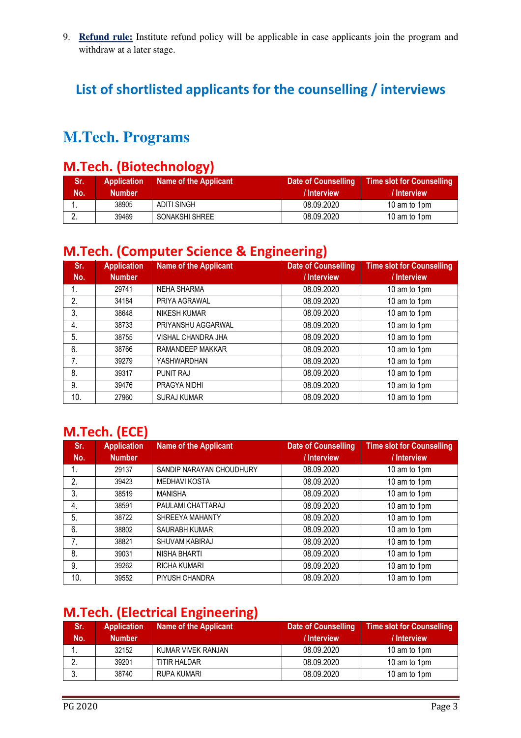9. **Refund rule:** Institute refund policy will be applicable in case applicants join the program and withdraw at a later stage.

## List of shortlisted applicants for the counselling / interviews

# M.Tech. Programs

## M.Tech. (Biotechnology)

| Sr. No. | Application Number | Name of the Applicant | Date of Counselling / Interview | Time slot for Counselling / Interview |
|---|---|---|---|---|
| 1. | 38905 | ADITI SINGH | 08.09.2020 | 10 am to 1pm |
| 2. | 39469 | SONAKSHI SHREE | 08.09.2020 | 10 am to 1pm |

## M.Tech. (Computer Science & Engineering)

| Sr. No. | Application Number | Name of the Applicant | Date of Counselling / Interview | Time slot for Counselling / Interview |
|---|---|---|---|---|
| 1. | 29741 | NEHA SHARMA | 08.09.2020 | 10 am to 1pm |
| 2. | 34184 | PRIYA AGRAWAL | 08.09.2020 | 10 am to 1pm |
| 3. | 38648 | NIKESH KUMAR | 08.09.2020 | 10 am to 1pm |
| 4. | 38733 | PRIYANSHU AGGARWAL | 08.09.2020 | 10 am to 1pm |
| 5. | 38755 | VISHAL CHANDRA JHA | 08.09.2020 | 10 am to 1pm |
| 6. | 38766 | RAMANDEEP MAKKAR | 08.09.2020 | 10 am to 1pm |
| 7. | 39279 | YASHWARDHAN | 08.09.2020 | 10 am to 1pm |
| 8. | 39317 | PUNIT RAJ | 08.09.2020 | 10 am to 1pm |
| 9. | 39476 | PRAGYA NIDHI | 08.09.2020 | 10 am to 1pm |
| 10. | 27960 | SURAJ KUMAR | 08.09.2020 | 10 am to 1pm |

## M.Tech. (ECE)

| Sr. No. | Application Number | Name of the Applicant | Date of Counselling / Interview | Time slot for Counselling / Interview |
|---|---|---|---|---|
| 1. | 29137 | SANDIP NARAYAN CHOUDHURY | 08.09.2020 | 10 am to 1pm |
| 2. | 39423 | MEDHAVI KOSTA | 08.09.2020 | 10 am to 1pm |
| 3. | 38519 | MANISHA | 08.09.2020 | 10 am to 1pm |
| 4. | 38591 | PAULAMI CHATTARAJ | 08.09.2020 | 10 am to 1pm |
| 5. | 38722 | SHREEYA MAHANTY | 08.09.2020 | 10 am to 1pm |
| 6. | 38802 | SAURABH KUMAR | 08.09.2020 | 10 am to 1pm |
| 7. | 38821 | SHUVAM KABIRAJ | 08.09.2020 | 10 am to 1pm |
| 8. | 39031 | NISHA BHARTI | 08.09.2020 | 10 am to 1pm |
| 9. | 39262 | RICHA KUMARI | 08.09.2020 | 10 am to 1pm |
| 10. | 39552 | PIYUSH CHANDRA | 08.09.2020 | 10 am to 1pm |

## M.Tech. (Electrical Engineering)

| Sr. No. | Application Number | Name of the Applicant | Date of Counselling / Interview | Time slot for Counselling / Interview |
|---|---|---|---|---|
| 1. | 32152 | KUMAR VIVEK RANJAN | 08.09.2020 | 10 am to 1pm |
| 2. | 39201 | TITIR HALDAR | 08.09.2020 | 10 am to 1pm |
| 3. | 38740 | RUPA KUMARI | 08.09.2020 | 10 am to 1pm |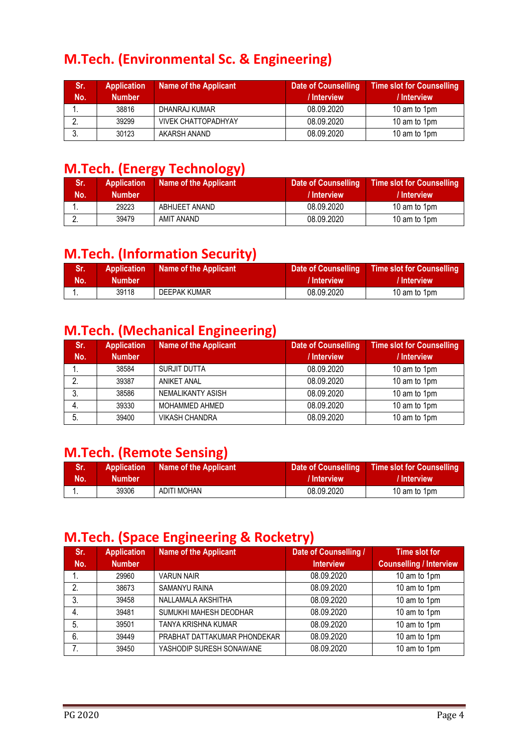## M.Tech. (Environmental Sc. & Engineering)

| Sr. No. | Application Number | Name of the Applicant | Date of Counselling / Interview | Time slot for Counselling / Interview |
|---|---|---|---|---|
| 1. | 38816 | DHANRAJ KUMAR | 08.09.2020 | 10 am to 1pm |
| 2. | 39299 | VIVEK CHATTOPADHYAY | 08.09.2020 | 10 am to 1pm |
| 3. | 30123 | AKARSH ANAND | 08.09.2020 | 10 am to 1pm |

## M.Tech. (Energy Technology)

| Sr. No. | Application Number | Name of the Applicant | Date of Counselling / Interview | Time slot for Counselling / Interview |
|---|---|---|---|---|
| 1. | 29223 | ABHIJEET ANAND | 08.09.2020 | 10 am to 1pm |
| 2. | 39479 | AMIT ANAND | 08.09.2020 | 10 am to 1pm |

## M.Tech. (Information Security)

| Sr. No. | Application Number | Name of the Applicant | Date of Counselling / Interview | Time slot for Counselling / Interview |
|---|---|---|---|---|
| 1. | 39118 | DEEPAK KUMAR | 08.09.2020 | 10 am to 1pm |

## M.Tech. (Mechanical Engineering)

| Sr. No. | Application Number | Name of the Applicant | Date of Counselling / Interview | Time slot for Counselling / Interview |
|---|---|---|---|---|
| 1. | 38584 | SURJIT DUTTA | 08.09.2020 | 10 am to 1pm |
| 2. | 39387 | ANIKET ANAL | 08.09.2020 | 10 am to 1pm |
| 3. | 38586 | NEMALIKANTY ASISH | 08.09.2020 | 10 am to 1pm |
| 4. | 39330 | MOHAMMED AHMED | 08.09.2020 | 10 am to 1pm |
| 5. | 39400 | VIKASH CHANDRA | 08.09.2020 | 10 am to 1pm |

## M.Tech. (Remote Sensing)

| Sr. No. | Application Number | Name of the Applicant | Date of Counselling / Interview | Time slot for Counselling / Interview |
|---|---|---|---|---|
| 1. | 39306 | ADITI MOHAN | 08.09.2020 | 10 am to 1pm |

## M.Tech. (Space Engineering & Rocketry)

| Sr. No. | Application Number | Name of the Applicant | Date of Counselling / Interview | Time slot for Counselling / Interview |
|---|---|---|---|---|
| 1. | 29960 | VARUN NAIR | 08.09.2020 | 10 am to 1pm |
| 2. | 38673 | SAMANYU RAINA | 08.09.2020 | 10 am to 1pm |
| 3. | 39458 | NALLAMALA AKSHITHA | 08.09.2020 | 10 am to 1pm |
| 4. | 39481 | SUMUKHI MAHESH DEODHAR | 08.09.2020 | 10 am to 1pm |
| 5. | 39501 | TANYA KRISHNA KUMAR | 08.09.2020 | 10 am to 1pm |
| 6. | 39449 | PRABHAT DATTAKUMAR PHONDEKAR | 08.09.2020 | 10 am to 1pm |
| 7. | 39450 | YASHODIP SURESH SONAWANE | 08.09.2020 | 10 am to 1pm |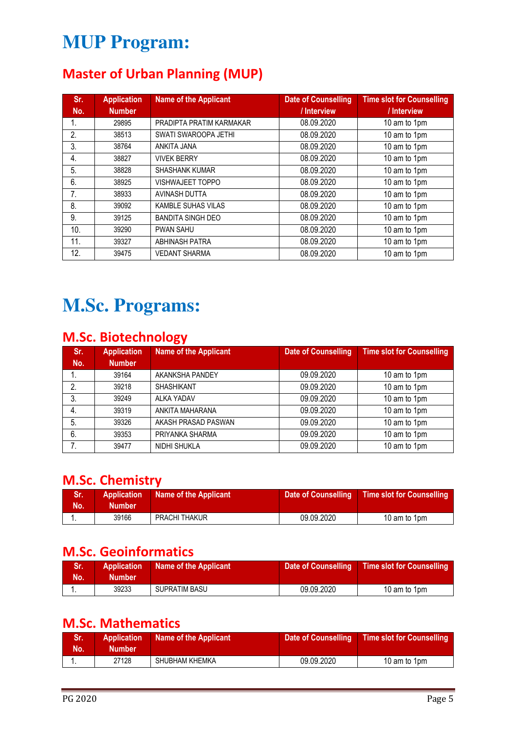# MUP Program:

## Master of Urban Planning (MUP)

| Sr. No. | Application Number | Name of the Applicant | Date of Counselling / Interview | Time slot for Counselling / Interview |
|---|---|---|---|---|
| 1. | 29895 | PRADIPTA PRATIM KARMAKAR | 08.09.2020 | 10 am to 1pm |
| 2. | 38513 | SWATI SWAROOPA JETHI | 08.09.2020 | 10 am to 1pm |
| 3. | 38764 | ANKITA JANA | 08.09.2020 | 10 am to 1pm |
| 4. | 38827 | VIVEK BERRY | 08.09.2020 | 10 am to 1pm |
| 5. | 38828 | SHASHANK KUMAR | 08.09.2020 | 10 am to 1pm |
| 6. | 38925 | VISHWAJEET TOPPO | 08.09.2020 | 10 am to 1pm |
| 7. | 38933 | AVINASH DUTTA | 08.09.2020 | 10 am to 1pm |
| 8. | 39092 | KAMBLE SUHAS VILAS | 08.09.2020 | 10 am to 1pm |
| 9. | 39125 | BANDITA SINGH DEO | 08.09.2020 | 10 am to 1pm |
| 10. | 39290 | PWAN SAHU | 08.09.2020 | 10 am to 1pm |
| 11. | 39327 | ABHINASH PATRA | 08.09.2020 | 10 am to 1pm |
| 12. | 39475 | VEDANT SHARMA | 08.09.2020 | 10 am to 1pm |

# M.Sc. Programs:

## M.Sc. Biotechnology

| Sr. No. | Application Number | Name of the Applicant | Date of Counselling | Time slot for Counselling |
|---|---|---|---|---|
| 1. | 39164 | AKANKSHA PANDEY | 09.09.2020 | 10 am to 1pm |
| 2. | 39218 | SHASHIKANT | 09.09.2020 | 10 am to 1pm |
| 3. | 39249 | ALKA YADAV | 09.09.2020 | 10 am to 1pm |
| 4. | 39319 | ANKITA MAHARANA | 09.09.2020 | 10 am to 1pm |
| 5. | 39326 | AKASH PRASAD PASWAN | 09.09.2020 | 10 am to 1pm |
| 6. | 39353 | PRIYANKA SHARMA | 09.09.2020 | 10 am to 1pm |
| 7. | 39477 | NIDHI SHUKLA | 09.09.2020 | 10 am to 1pm |

## M.Sc. Chemistry

| Sr. No. | Application Number | Name of the Applicant | Date of Counselling | Time slot for Counselling |
|---|---|---|---|---|
| 1. | 39166 | PRACHI THAKUR | 09.09.2020 | 10 am to 1pm |

## M.Sc. Geoinformatics

| Sr. No. | Application Number | Name of the Applicant | Date of Counselling | Time slot for Counselling |
|---|---|---|---|---|
| 1. | 39233 | SUPRATIM BASU | 09.09.2020 | 10 am to 1pm |

## M.Sc. Mathematics

| Sr. No. | Application Number | Name of the Applicant | Date of Counselling | Time slot for Counselling |
|---|---|---|---|---|
| 1. | 27128 | SHUBHAM KHEMKA | 09.09.2020 | 10 am to 1pm |